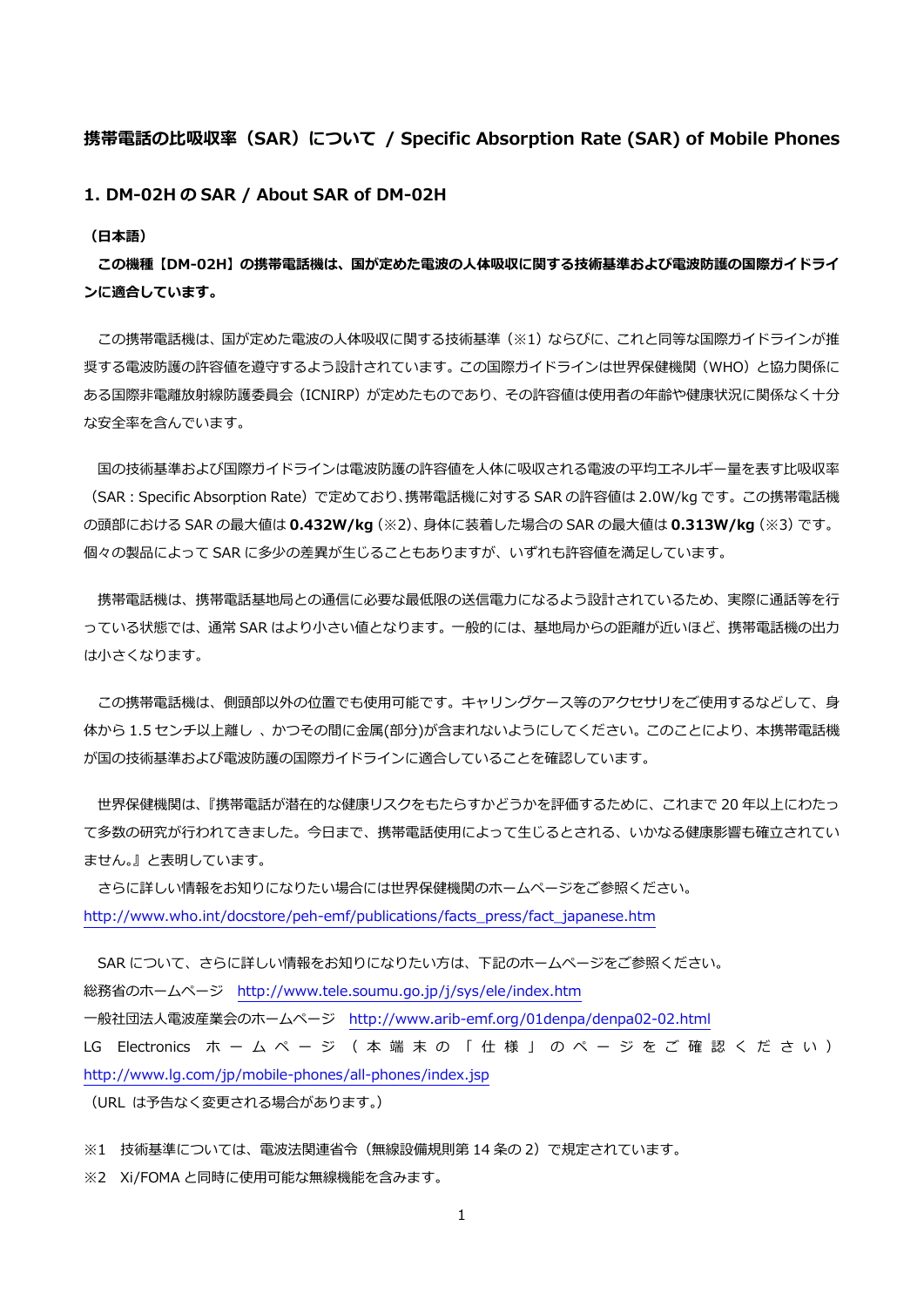# 携帯電話の比吸収率（SAR）について / Specific Absorption Rate (SAR) of Mobile Phones

## 1. DM-02H の SAR / About SAR of DM-02H

**（日本語）**

**この機種【DM-02H】の携帯電話機は、国が定めた電波の人体吸収に関する技術基準および電波防護の国際ガイドラインに適合しています。**

この携帯電話機は、国が定めた電波の人体吸収に関する技術基準（※1）ならびに、これと同等な国際ガイドラインが推奨する電波防護の許容値を遵守するよう設計されています。この国際ガイドラインは世界保健機関（WHO）と協力関係にある国際非電離放射線防護委員会（ICNIRP）が定めたものであり、その許容値は使用者の年齢や健康状況に関係なく十分な安全率を含んでいます。

国の技術基準および国際ガイドラインは電波防護の許容値を人体に吸収される電波の平均エネルギー量を表す比吸収率（SAR：Specific Absorption Rate）で定めており､携帯電話機に対する SAR の許容値は 2.0W/kg です。この携帯電話機の頭部における SAR の最大値は **0.432W/kg**（※2）、身体に装着した場合の SAR の最大値は **0.313W/kg**（※3）です。個々の製品によって SAR に多少の差異が生じることもありますが、いずれも許容値を満足しています。

携帯電話機は、携帯電話基地局との通信に必要な最低限の送信電力になるよう設計されているため、実際に通話等を行っている状態では、通常 SAR はより小さい値となります。一般的には、基地局からの距離が近いほど、携帯電話機の出力は小さくなります。

この携帯電話機は、側頭部以外の位置でも使用可能です。キャリングケース等のアクセサリをご使用するなどして、身体から 1.5 センチ以上離し 、かつその間に金属(部分)が含まれないようにしてください。このことにより、本携帯電話機が国の技術基準および電波防護の国際ガイドラインに適合していることを確認しています。

世界保健機関は、『携帯電話が潜在的な健康リスクをもたらすかどうかを評価するために、これまで 20 年以上にわたって多数の研究が行われてきました。今日まで、携帯電話使用によって生じるとされる、いかなる健康影響も確立されていません。』と表明しています。

さらに詳しい情報をお知りになりたい場合には世界保健機関のホームページをご参照ください。
http://www.who.int/docstore/peh-emf/publications/facts_press/fact_japanese.htm

SAR について、さらに詳しい情報をお知りになりたい方は、下記のホームページをご参照ください。
総務省のホームページ　http://www.tele.soumu.go.jp/j/sys/ele/index.htm
一般社団法人電波産業会のホームページ　http://www.arib-emf.org/01denpa/denpa02-02.html
LG Electronics ホームページ（本端末の「仕様」のページをご確認ください）
http://www.lg.com/jp/mobile-phones/all-phones/index.jsp
（URL は予告なく変更される場合があります。）

※1　技術基準については、電波法関連省令（無線設備規則第 14 条の 2）で規定されています。
※2　Xi/FOMA と同時に使用可能な無線機能を含みます。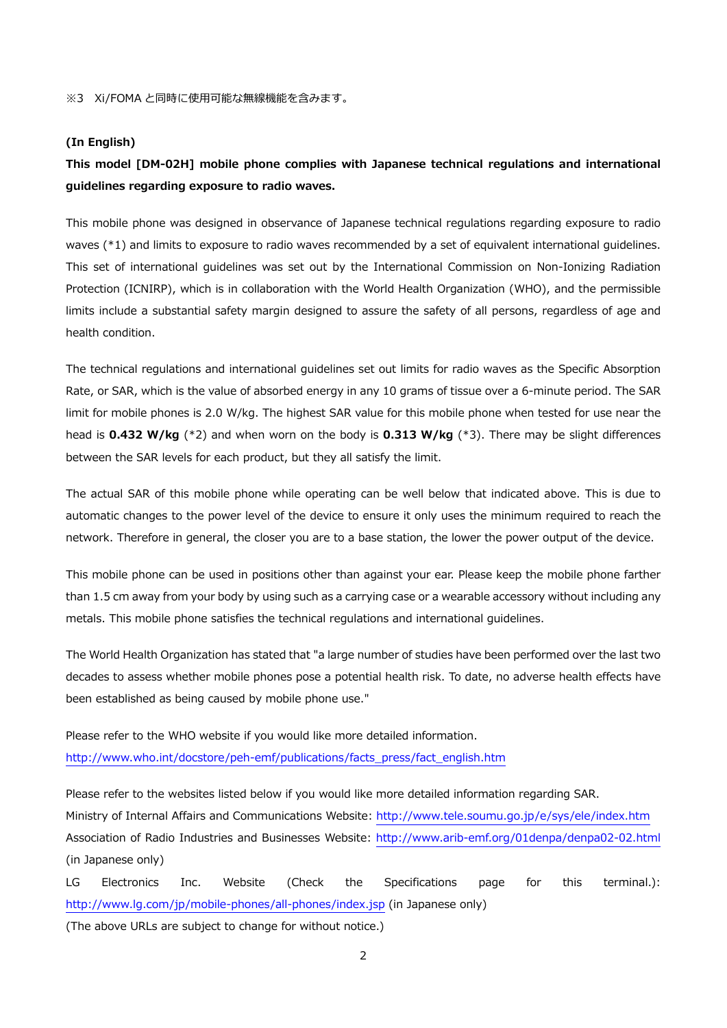※3　Xi/FOMA と同時に使用可能な無線機能を含みます。

**(In English)**

**This model [DM-02H] mobile phone complies with Japanese technical regulations and international guidelines regarding exposure to radio waves.**

This mobile phone was designed in observance of Japanese technical regulations regarding exposure to radio waves (*1) and limits to exposure to radio waves recommended by a set of equivalent international guidelines. This set of international guidelines was set out by the International Commission on Non-Ionizing Radiation Protection (ICNIRP), which is in collaboration with the World Health Organization (WHO), and the permissible limits include a substantial safety margin designed to assure the safety of all persons, regardless of age and health condition.

The technical regulations and international guidelines set out limits for radio waves as the Specific Absorption Rate, or SAR, which is the value of absorbed energy in any 10 grams of tissue over a 6-minute period. The SAR limit for mobile phones is 2.0 W/kg. The highest SAR value for this mobile phone when tested for use near the head is **0.432 W/kg** (*2) and when worn on the body is **0.313 W/kg** (*3). There may be slight differences between the SAR levels for each product, but they all satisfy the limit.

The actual SAR of this mobile phone while operating can be well below that indicated above. This is due to automatic changes to the power level of the device to ensure it only uses the minimum required to reach the network. Therefore in general, the closer you are to a base station, the lower the power output of the device.

This mobile phone can be used in positions other than against your ear. Please keep the mobile phone farther than 1.5 cm away from your body by using such as a carrying case or a wearable accessory without including any metals. This mobile phone satisfies the technical regulations and international guidelines.

The World Health Organization has stated that "a large number of studies have been performed over the last two decades to assess whether mobile phones pose a potential health risk. To date, no adverse health effects have been established as being caused by mobile phone use."

Please refer to the WHO website if you would like more detailed information.
http://www.who.int/docstore/peh-emf/publications/facts_press/fact_english.htm

Please refer to the websites listed below if you would like more detailed information regarding SAR.
Ministry of Internal Affairs and Communications Website: http://www.tele.soumu.go.jp/e/sys/ele/index.htm
Association of Radio Industries and Businesses Website: http://www.arib-emf.org/01denpa/denpa02-02.html (in Japanese only)
LG Electronics Inc. Website (Check the Specifications page for this terminal.): http://www.lg.com/jp/mobile-phones/all-phones/index.jsp (in Japanese only)
(The above URLs are subject to change for without notice.)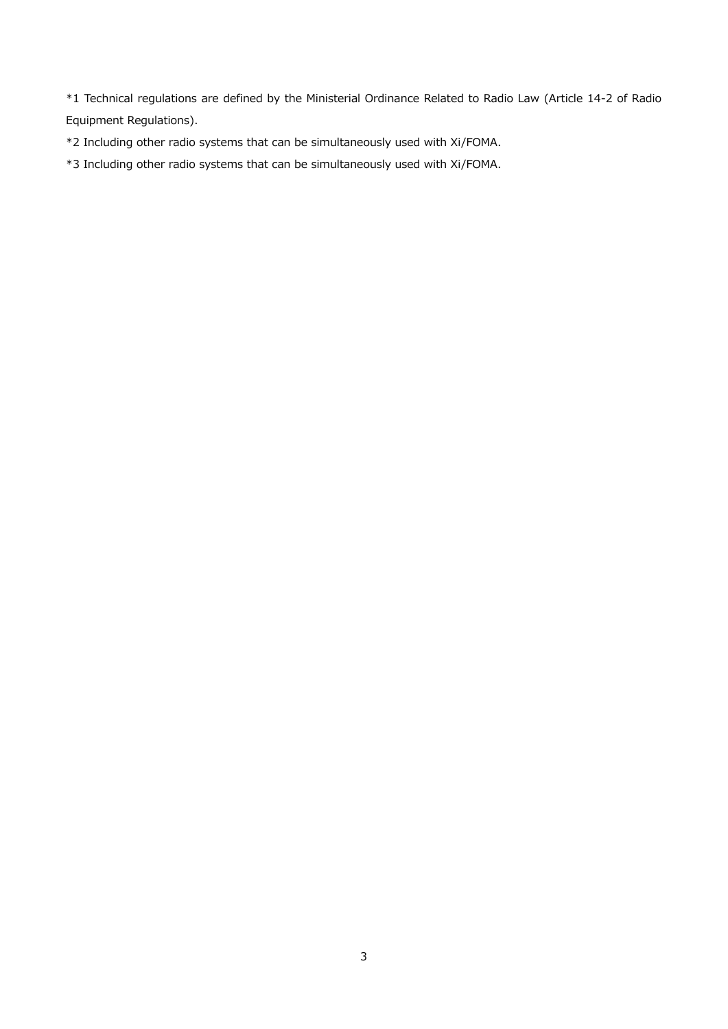*1 Technical regulations are defined by the Ministerial Ordinance Related to Radio Law (Article 14-2 of Radio Equipment Regulations).

*2 Including other radio systems that can be simultaneously used with Xi/FOMA.

*3 Including other radio systems that can be simultaneously used with Xi/FOMA.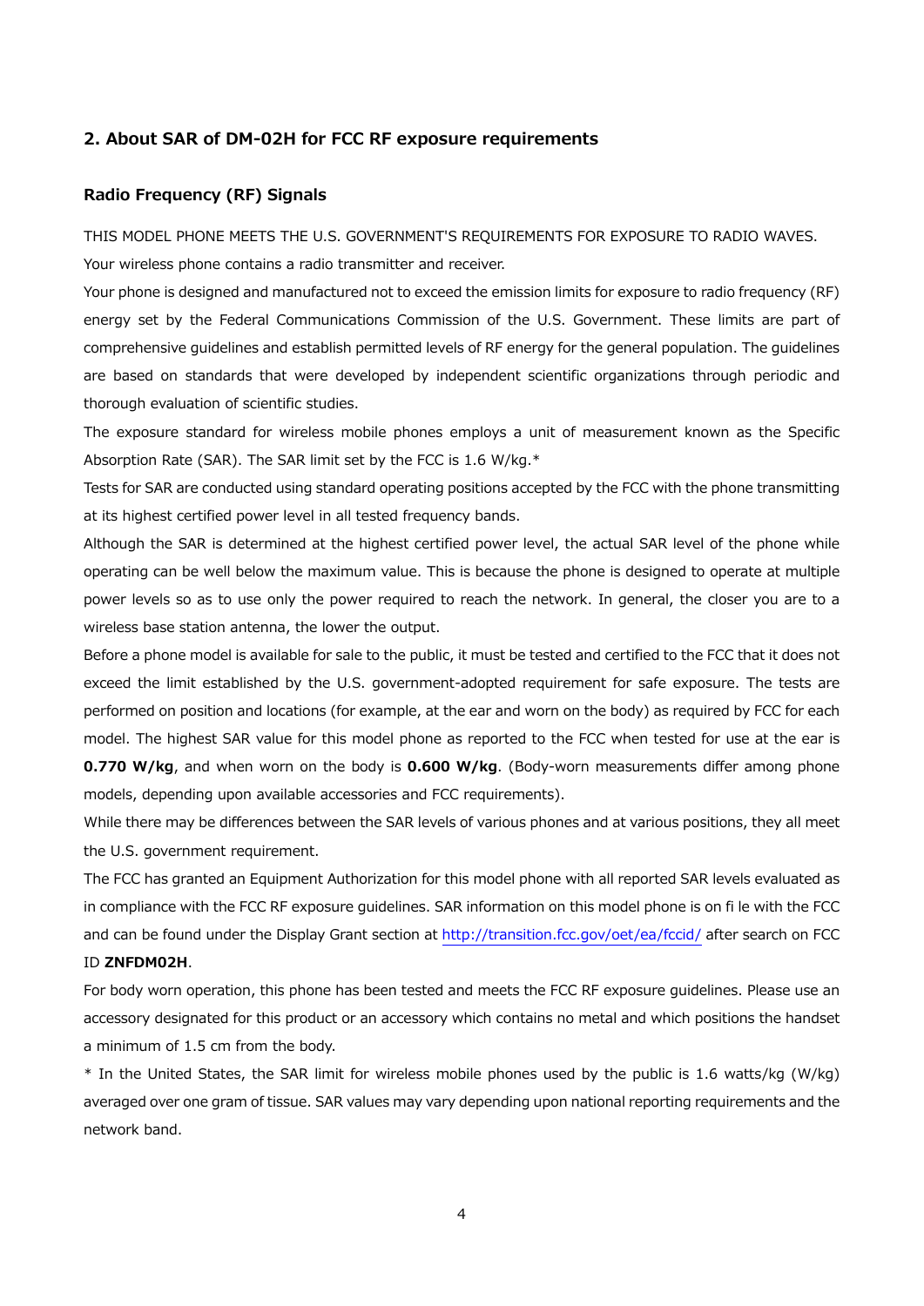## 2. About SAR of DM-02H for FCC RF exposure requirements

### Radio Frequency (RF) Signals

THIS MODEL PHONE MEETS THE U.S. GOVERNMENT'S REQUIREMENTS FOR EXPOSURE TO RADIO WAVES.

Your wireless phone contains a radio transmitter and receiver.

Your phone is designed and manufactured not to exceed the emission limits for exposure to radio frequency (RF) energy set by the Federal Communications Commission of the U.S. Government. These limits are part of comprehensive guidelines and establish permitted levels of RF energy for the general population. The guidelines are based on standards that were developed by independent scientific organizations through periodic and thorough evaluation of scientific studies.

The exposure standard for wireless mobile phones employs a unit of measurement known as the Specific Absorption Rate (SAR). The SAR limit set by the FCC is 1.6 W/kg.*

Tests for SAR are conducted using standard operating positions accepted by the FCC with the phone transmitting at its highest certified power level in all tested frequency bands.

Although the SAR is determined at the highest certified power level, the actual SAR level of the phone while operating can be well below the maximum value. This is because the phone is designed to operate at multiple power levels so as to use only the power required to reach the network. In general, the closer you are to a wireless base station antenna, the lower the output.

Before a phone model is available for sale to the public, it must be tested and certified to the FCC that it does not exceed the limit established by the U.S. government-adopted requirement for safe exposure. The tests are performed on position and locations (for example, at the ear and worn on the body) as required by FCC for each model. The highest SAR value for this model phone as reported to the FCC when tested for use at the ear is **0.770 W/kg**, and when worn on the body is **0.600 W/kg**. (Body-worn measurements differ among phone models, depending upon available accessories and FCC requirements).

While there may be differences between the SAR levels of various phones and at various positions, they all meet the U.S. government requirement.

The FCC has granted an Equipment Authorization for this model phone with all reported SAR levels evaluated as in compliance with the FCC RF exposure guidelines. SAR information on this model phone is on fi le with the FCC and can be found under the Display Grant section at http://transition.fcc.gov/oet/ea/fccid/ after search on FCC ID **ZNFDM02H**.

For body worn operation, this phone has been tested and meets the FCC RF exposure guidelines. Please use an accessory designated for this product or an accessory which contains no metal and which positions the handset a minimum of 1.5 cm from the body.

* In the United States, the SAR limit for wireless mobile phones used by the public is 1.6 watts/kg (W/kg) averaged over one gram of tissue. SAR values may vary depending upon national reporting requirements and the network band.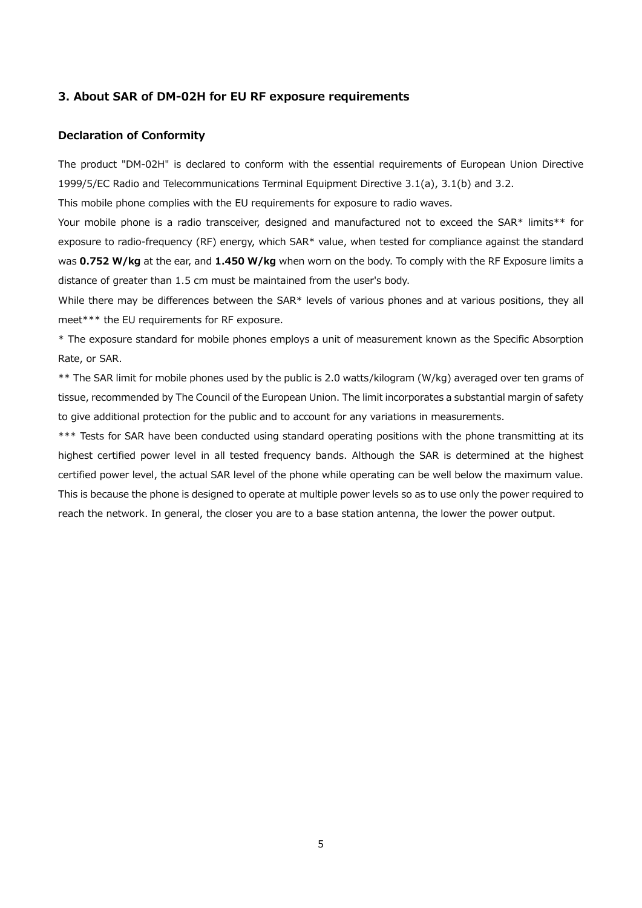## 3. About SAR of DM-02H for EU RF exposure requirements

### Declaration of Conformity

The product "DM-02H" is declared to conform with the essential requirements of European Union Directive 1999/5/EC Radio and Telecommunications Terminal Equipment Directive 3.1(a), 3.1(b) and 3.2.

This mobile phone complies with the EU requirements for exposure to radio waves.

Your mobile phone is a radio transceiver, designed and manufactured not to exceed the SAR* limits** for exposure to radio-frequency (RF) energy, which SAR* value, when tested for compliance against the standard was **0.752 W/kg** at the ear, and **1.450 W/kg** when worn on the body. To comply with the RF Exposure limits a distance of greater than 1.5 cm must be maintained from the user's body.

While there may be differences between the SAR* levels of various phones and at various positions, they all meet*** the EU requirements for RF exposure.

* The exposure standard for mobile phones employs a unit of measurement known as the Specific Absorption Rate, or SAR.

** The SAR limit for mobile phones used by the public is 2.0 watts/kilogram (W/kg) averaged over ten grams of tissue, recommended by The Council of the European Union. The limit incorporates a substantial margin of safety to give additional protection for the public and to account for any variations in measurements.

*** Tests for SAR have been conducted using standard operating positions with the phone transmitting at its highest certified power level in all tested frequency bands. Although the SAR is determined at the highest certified power level, the actual SAR level of the phone while operating can be well below the maximum value. This is because the phone is designed to operate at multiple power levels so as to use only the power required to reach the network. In general, the closer you are to a base station antenna, the lower the power output.